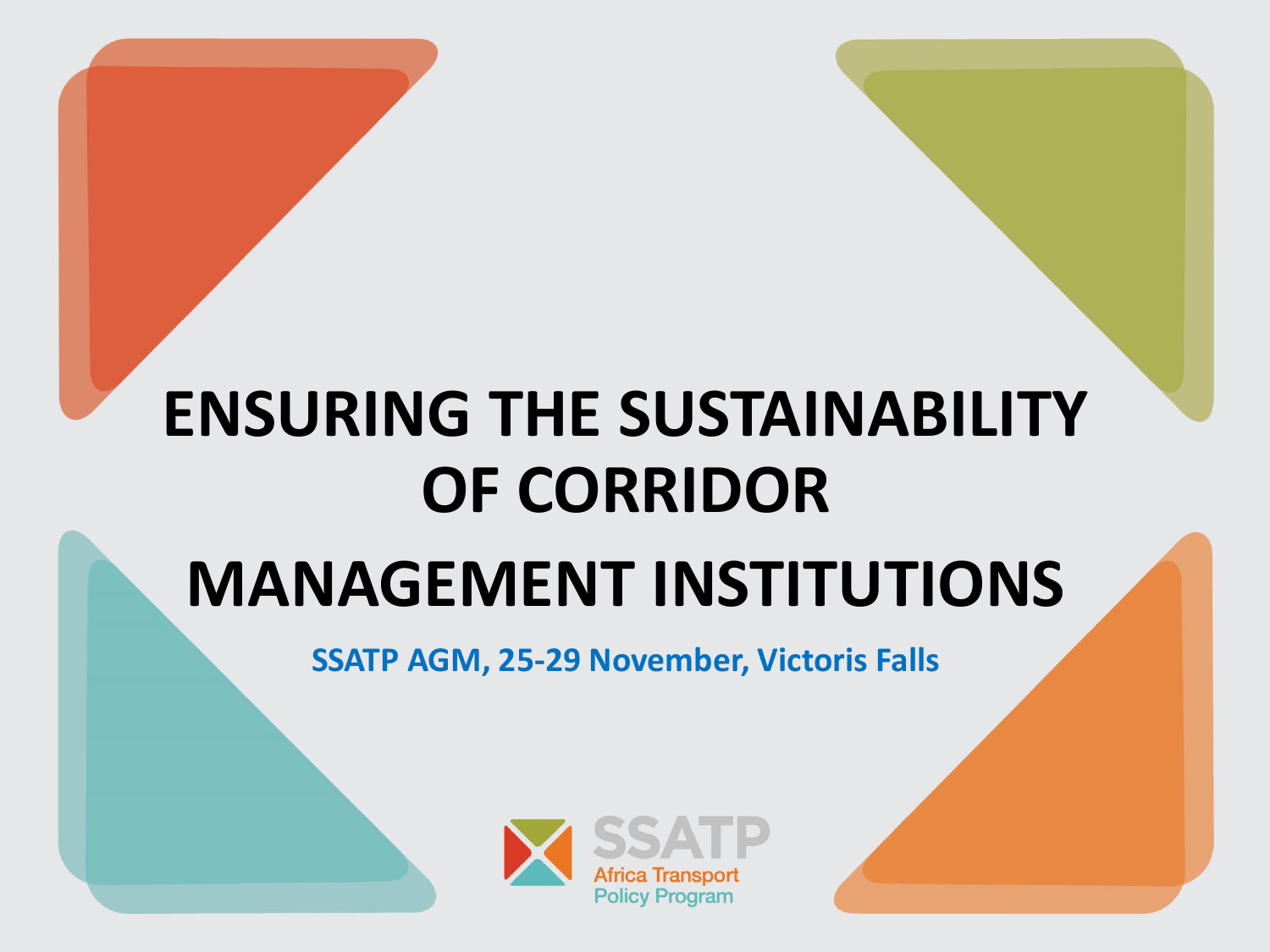# ENSURING THE SUSTAINABILITY OF CORRIDOR MANAGEMENT INSTITUTIONS

SSATP AGM, 25-29 November, Victoris Falls

SSATP
Africa Transport Policy Program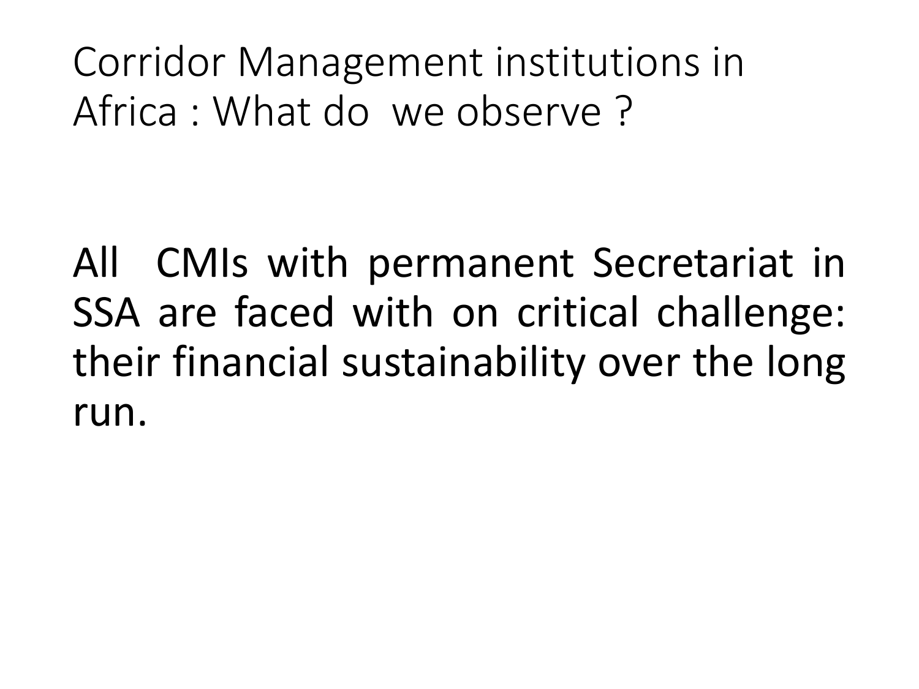# Corridor Management institutions in Africa : What do we observe ?

All CMIs with permanent Secretariat in SSA are faced with on critical challenge: their financial sustainability over the long run.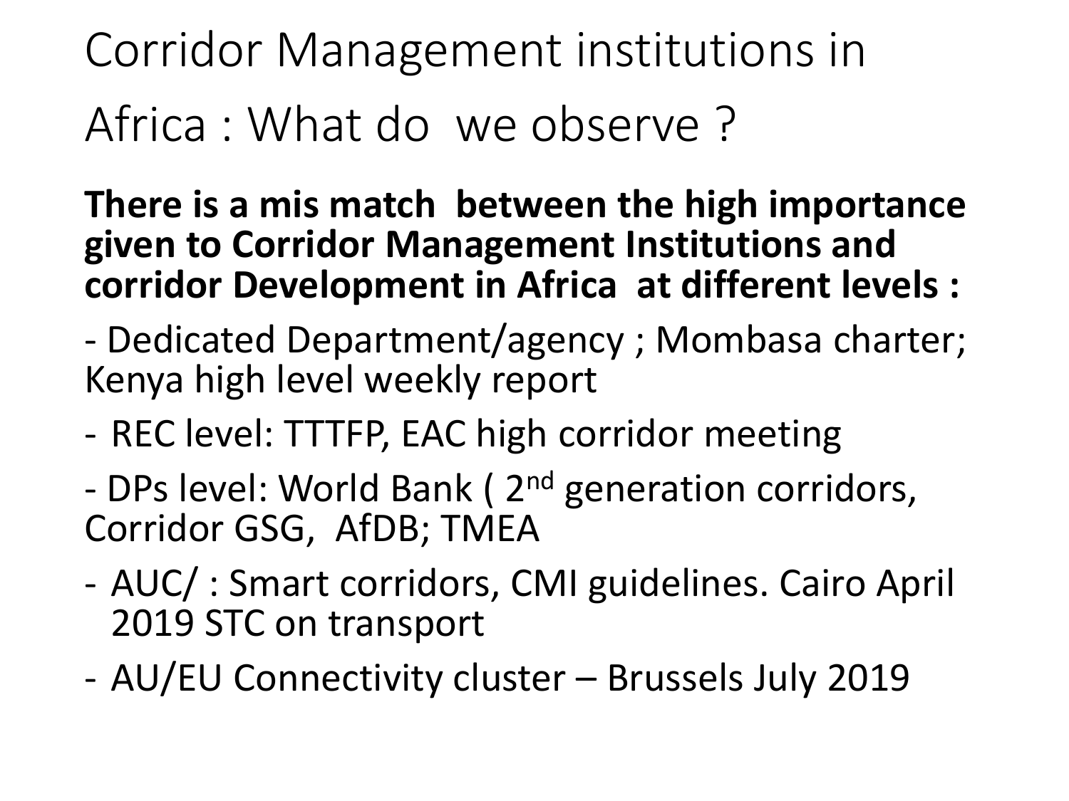# Corridor Management institutions in Africa : What do we observe ?

**There is a mis match between the high importance given to Corridor Management Institutions and corridor Development in Africa at different levels :**

- Dedicated Department/agency ; Mombasa charter; Kenya high level weekly report
- REC level: TTTFP, EAC high corridor meeting
- DPs level: World Bank ( 2nd generation corridors, Corridor GSG, AfDB; TMEA
- AUC/ : Smart corridors, CMI guidelines. Cairo April 2019 STC on transport
- AU/EU Connectivity cluster – Brussels July 2019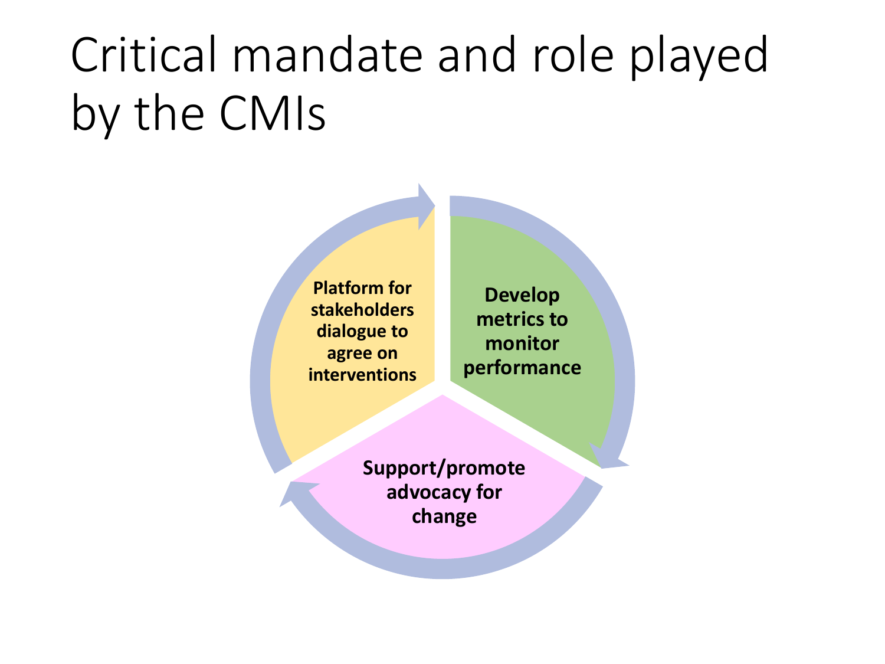# Critical mandate and role played by the CMIs

- Platform for stakeholders dialogue to agree on interventions
- Develop metrics to monitor performance
- Support/promote advocacy for change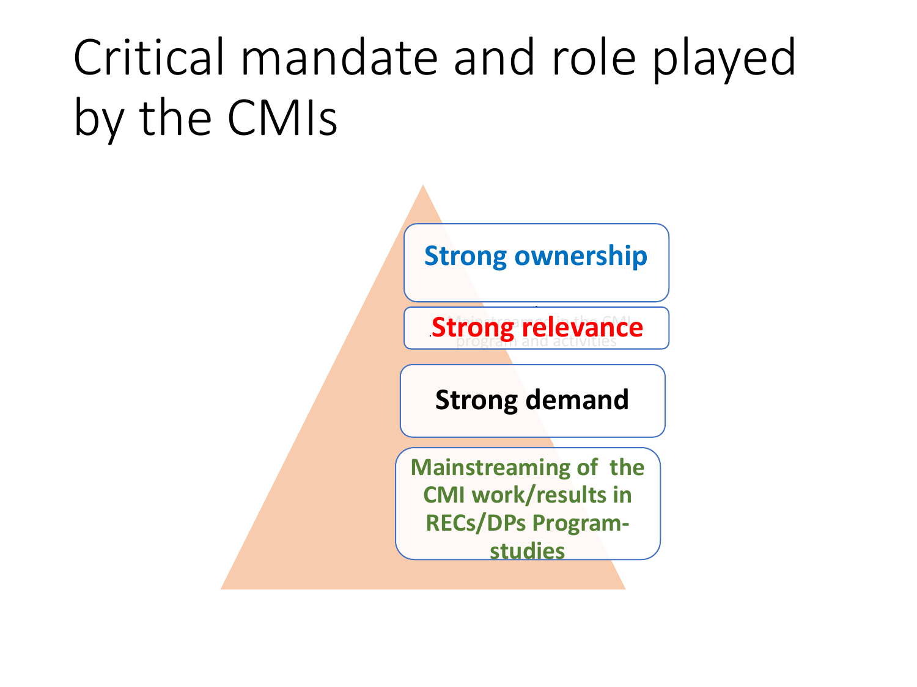# Critical mandate and role played by the CMIs

**Strong ownership**

**Strong relevance**

**Strong demand**

**Mainstreaming of the CMI work/results in RECs/DPs Program-studies**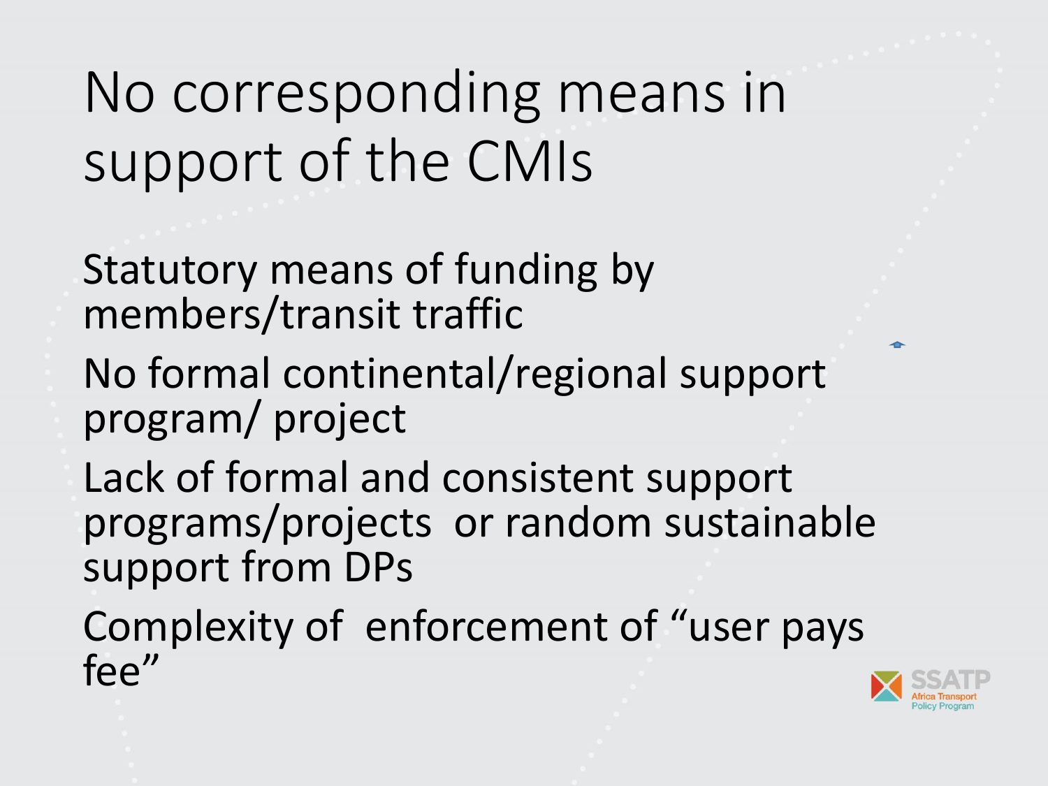# No corresponding means in support of the CMIs

- Statutory means of funding by members/transit traffic
- No formal continental/regional support program/ project
- Lack of formal and consistent support programs/projects or random sustainable support from DPs
- Complexity of enforcement of "user pays fee"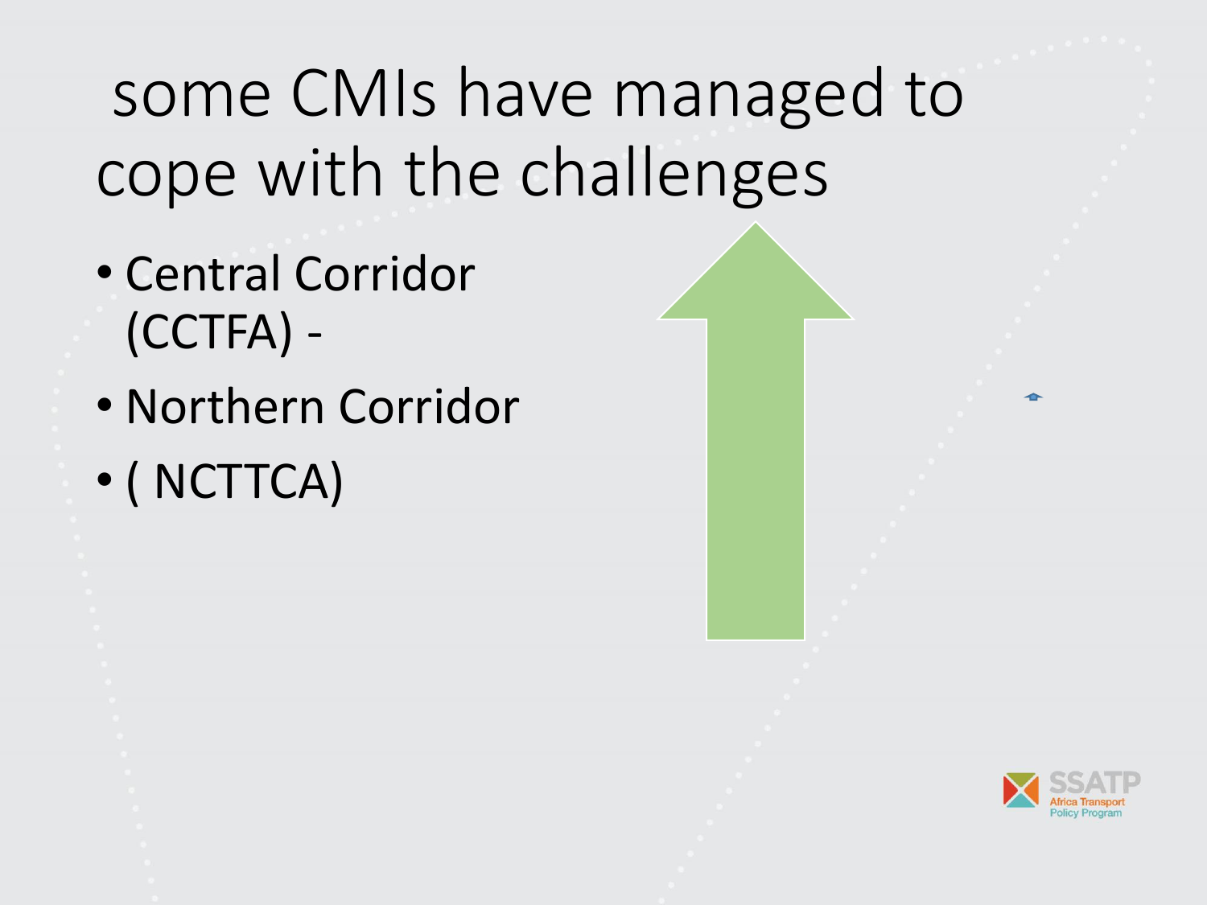# some CMIs have managed to cope with the challenges

- Central Corridor (CCTFA) -
- Northern Corridor
- ( NCTTCA)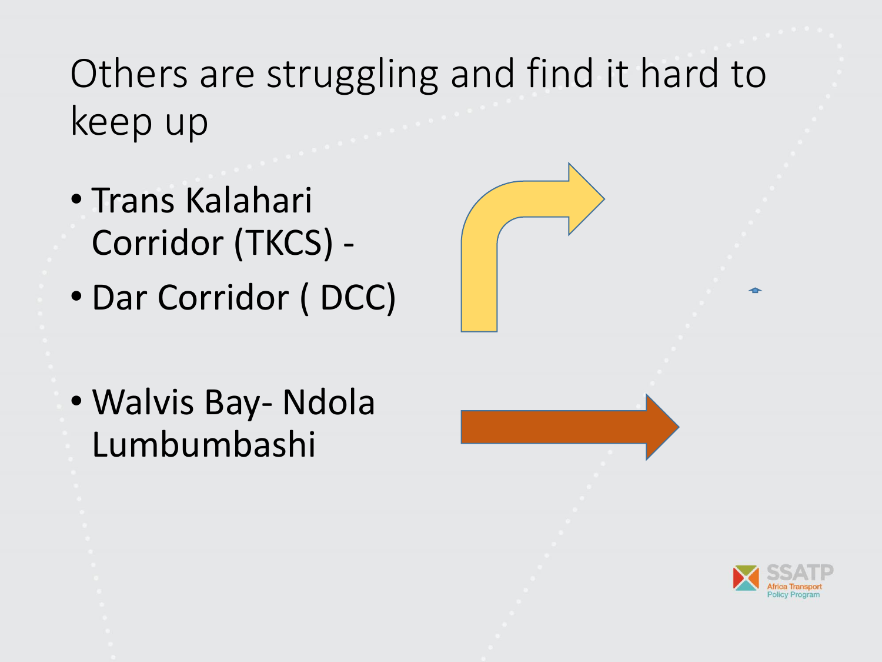# Others are struggling and find it hard to keep up

- Trans Kalahari Corridor (TKCS) -
- Dar Corridor ( DCC)

- Walvis Bay- Ndola Lumbumbashi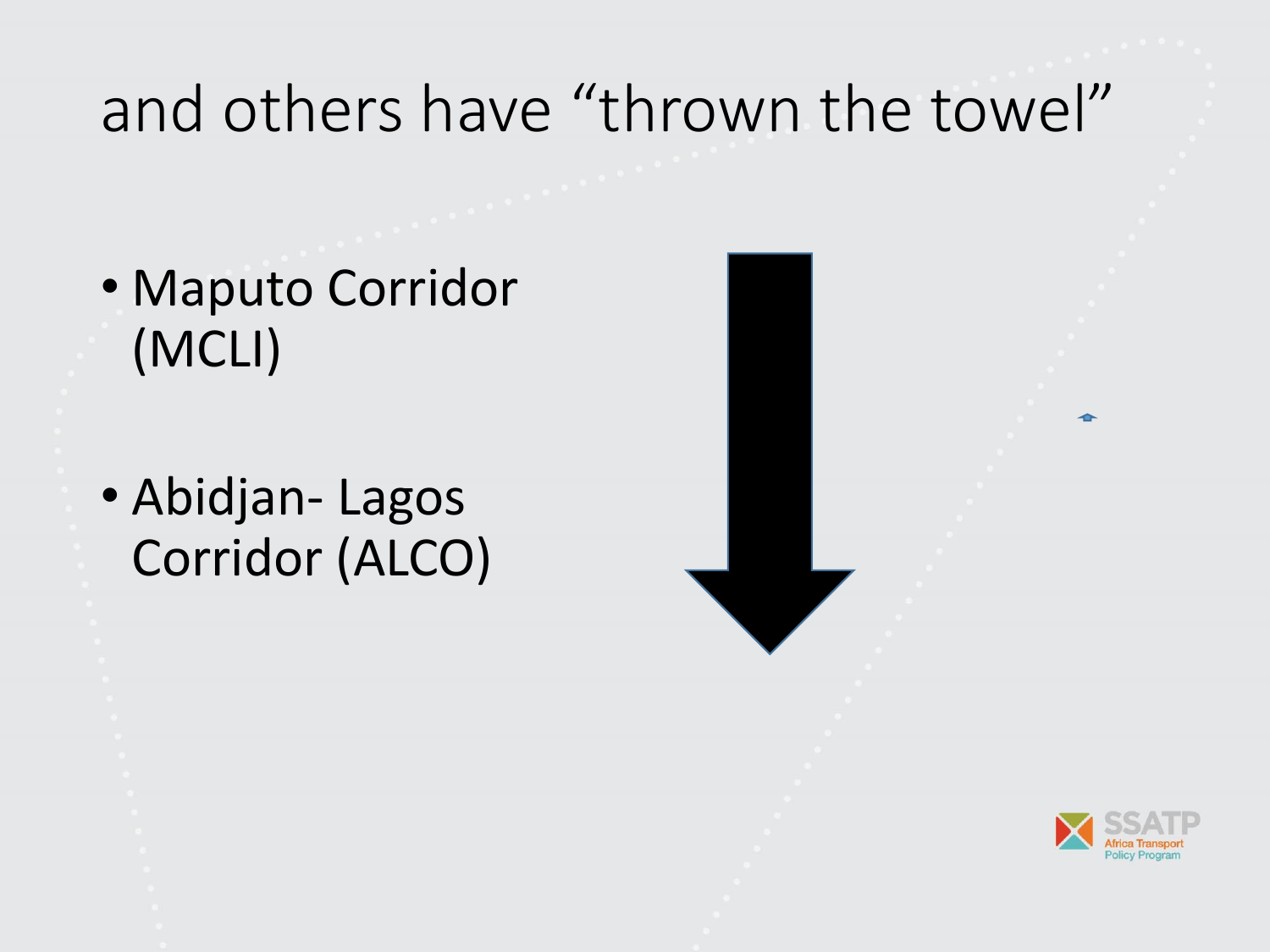# and others have “thrown the towel”

- Maputo Corridor (MCLI)
- Abidjan- Lagos Corridor (ALCO)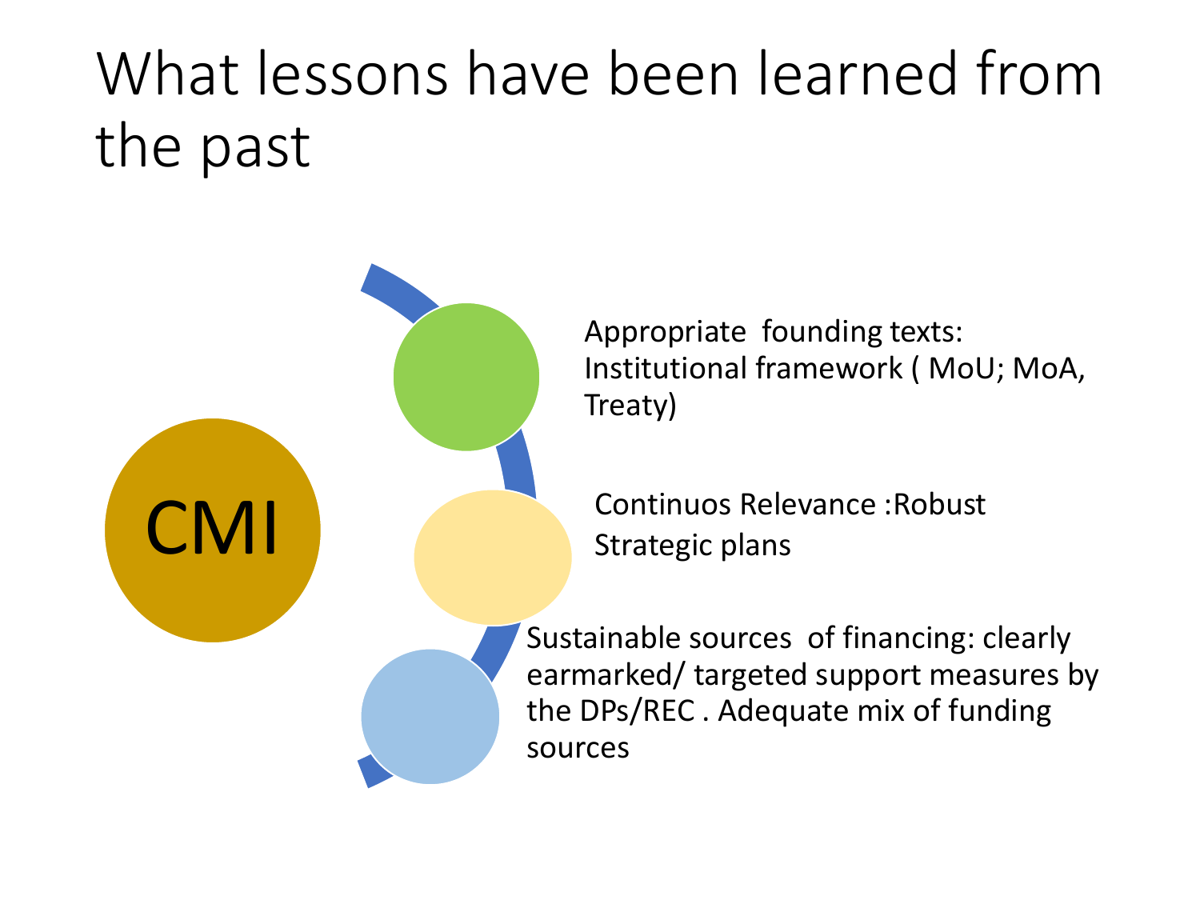# What lessons have been learned from the past

CMI

- Appropriate founding texts: Institutional framework ( MoU; MoA, Treaty)
- Continuos Relevance :Robust Strategic plans
- Sustainable sources of financing: clearly earmarked/ targeted support measures by the DPs/REC . Adequate mix of funding sources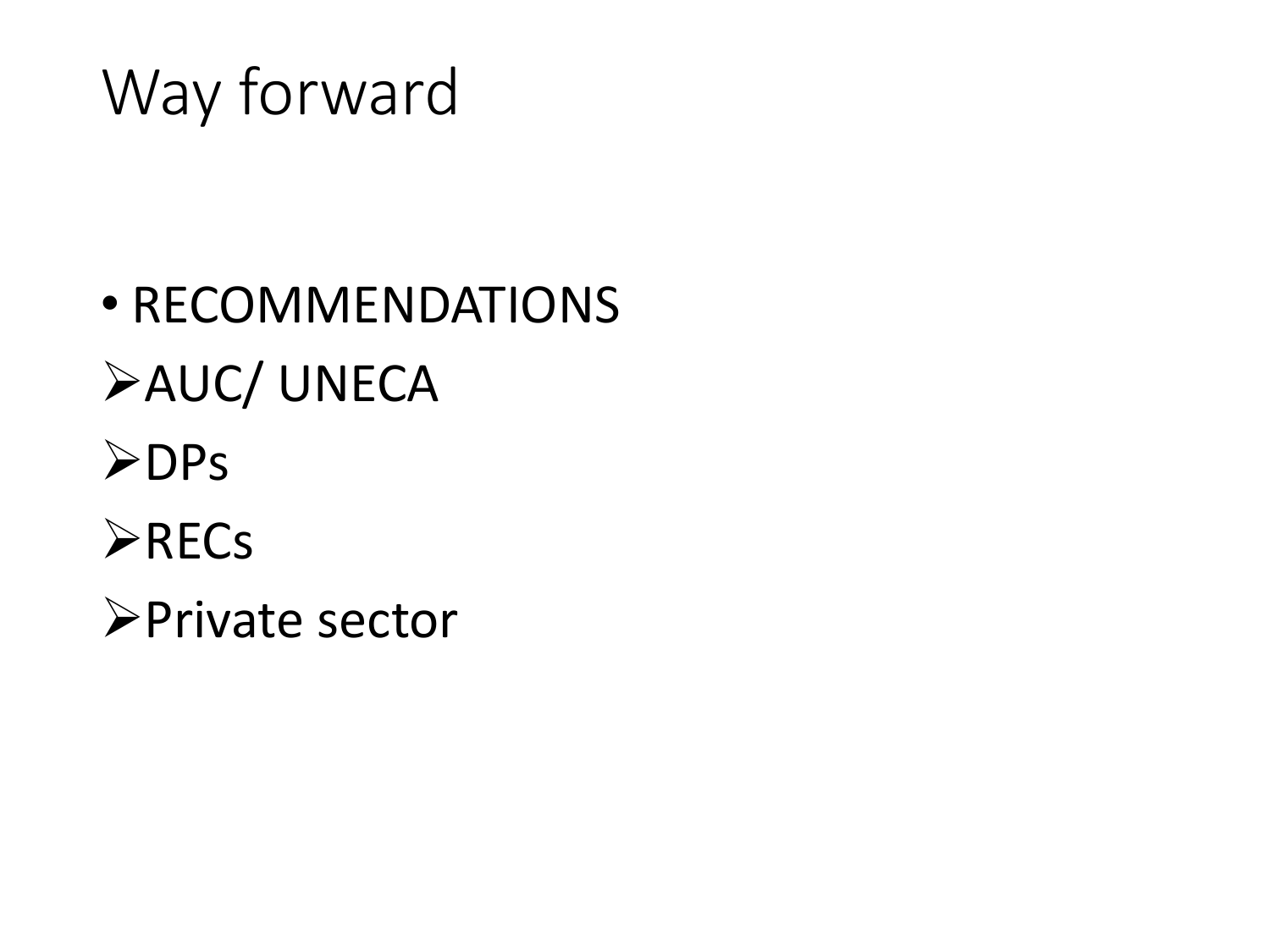# Way forward

- RECOMMENDATIONS
  - AUC/ UNECA
  - DPs
  - RECs
  - Private sector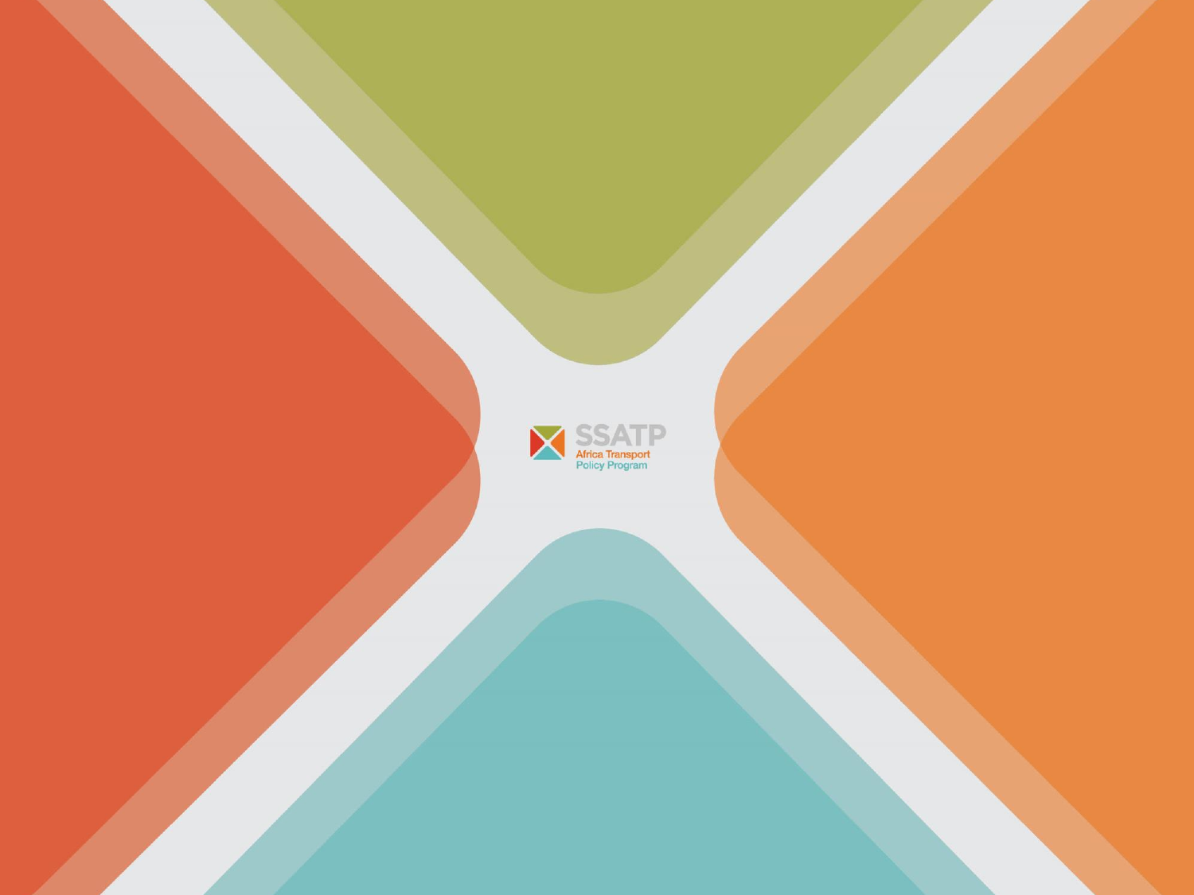SSATP

Africa Transport Policy Program